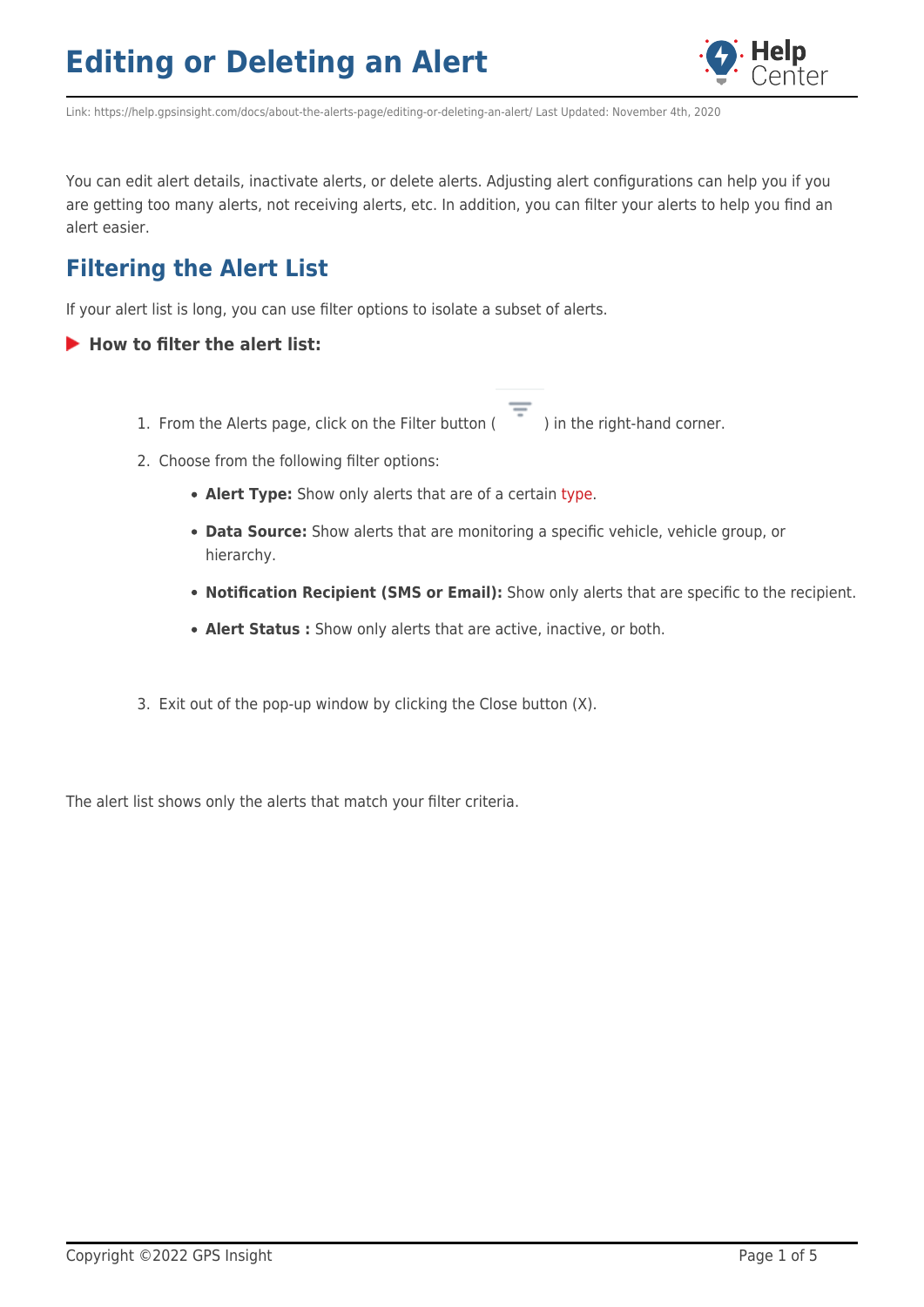# Editing or Deleting an Alert

Link: https://help.gpsinsight.com/docs/about-the-alerts-page/editing-or-deleting-an-alert/ Last Updated: November 4th, 2020

You can edit alert details, inactivate alerts, or delete alerts. Adjusting alert configurations can help you if you are getting too many alerts, not receiving alerts, etc. In addition, you can filter your alerts to help you find an alert easier.

## Filtering the Alert List

If your alert list is long, you can use filter options to isolate a subset of alerts.

### How to filter the alert list:

1. From the Alerts page, click on the Filter button ( ) in the right-hand corner.
2. Choose from the following filter options:
   - **Alert Type:** Show only alerts that are of a certain type.
   - **Data Source:** Show alerts that are monitoring a specific vehicle, vehicle group, or hierarchy.
   - **Notification Recipient (SMS or Email):** Show only alerts that are specific to the recipient.
   - **Alert Status :** Show only alerts that are active, inactive, or both.
3. Exit out of the pop-up window by clicking the Close button (X).

The alert list shows only the alerts that match your filter criteria.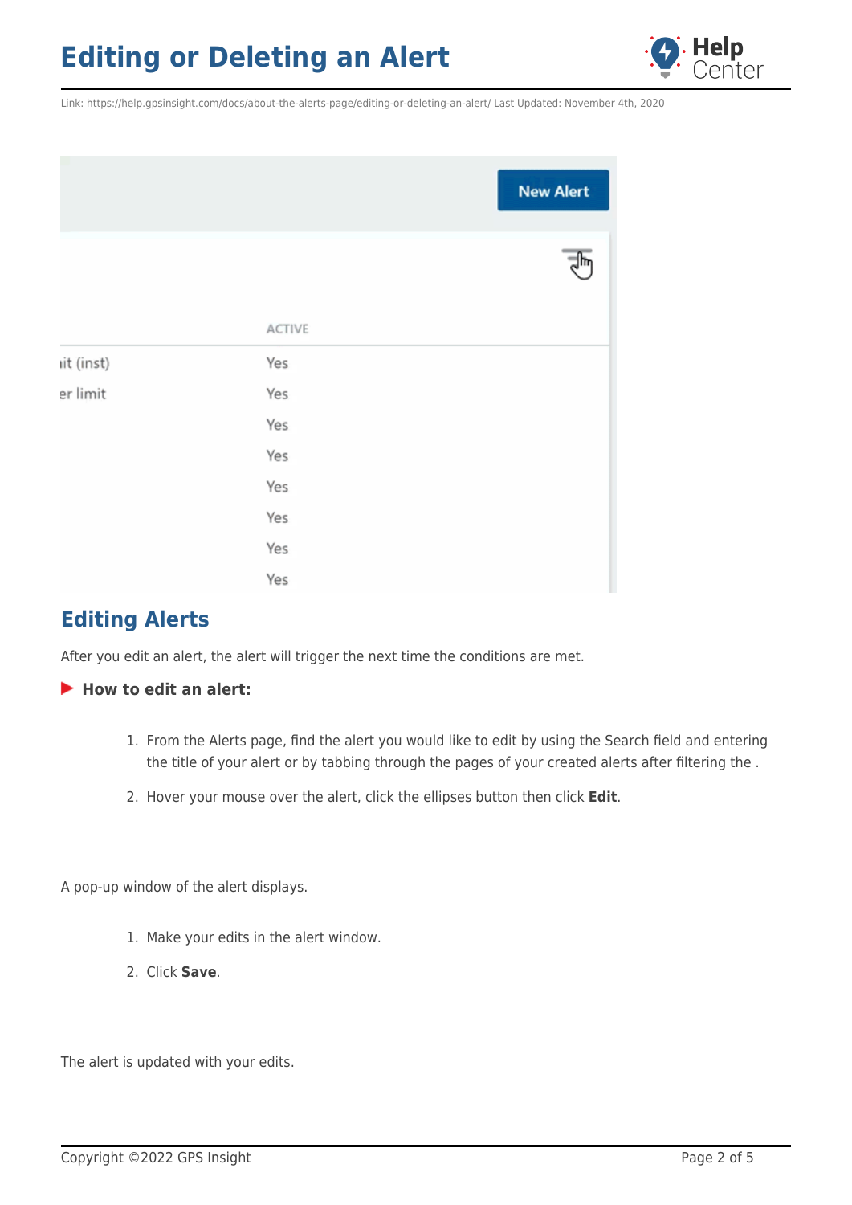## Editing Alerts

After you edit an alert, the alert will trigger the next time the conditions are met.

**How to edit an alert:**

1. From the Alerts page, find the alert you would like to edit by using the Search field and entering the title of your alert or by tabbing through the pages of your created alerts after filtering the .
2. Hover your mouse over the alert, click the ellipses button then click **Edit**.

A pop-up window of the alert displays.

1. Make your edits in the alert window.
2. Click **Save**.

The alert is updated with your edits.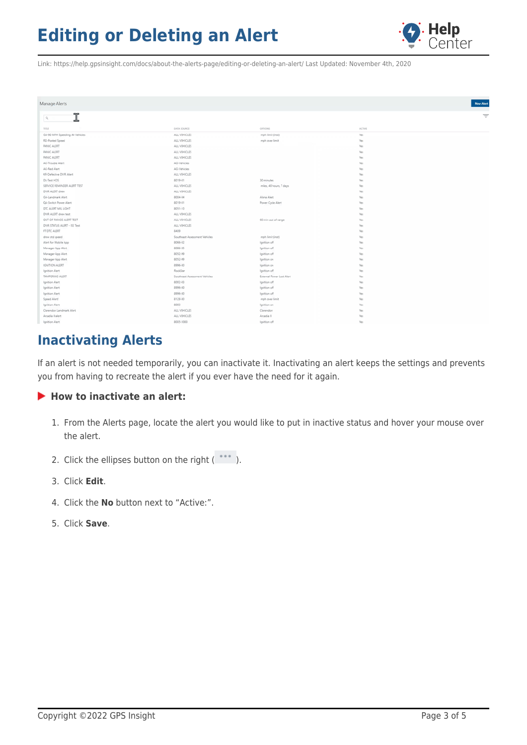## Inactivating Alerts

If an alert is not needed temporarily, you can inactivate it. Inactivating an alert keeps the settings and prevents you from having to recreate the alert if you ever have the need for it again.

### How to inactivate an alert:

1. From the Alerts page, locate the alert you would like to put in inactive status and hover your mouse over the alert.
2. Click the ellipses button on the right ( ••• ).
3. Click **Edit**.
4. Click the **No** button next to "Active:".
5. Click **Save**.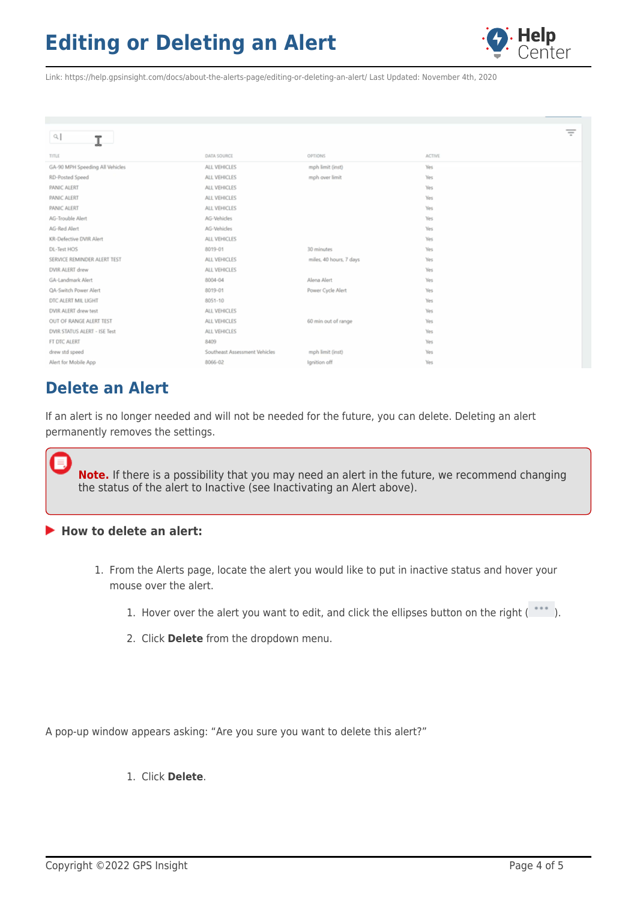| TITLE | DATA SOURCE | OPTIONS | ACTIVE |
|---|---|---|---|
| GA-90 MPH Speeding All Vehicles | ALL VEHICLES | mph limit (inst) | Yes |
| RD-Posted Speed | ALL VEHICLES | mph over limit | Yes |
| PANIC ALERT | ALL VEHICLES | | Yes |
| PANIC ALERT | ALL VEHICLES | | Yes |
| PANIC ALERT | ALL VEHICLES | | Yes |
| AG-Trouble Alert | AG-Vehicles | | Yes |
| AG-Red Alert | AG-Vehicles | | Yes |
| KR-Defective DVIR Alert | ALL VEHICLES | | Yes |
| DL-Test HOS | 8019-01 | 30 minutes | Yes |
| SERVICE REMINDER ALERT TEST | ALL VEHICLES | miles, 40 hours, 7 days | Yes |
| DVIR ALERT drew | ALL VEHICLES | | Yes |
| GA-Landmark Alert | 8004-04 | Alena Alert | Yes |
| QA-Switch Power Alert | 8019-01 | Power Cycle Alert | Yes |
| DTC ALERT MIL LIGHT | 8051-10 | | Yes |
| DVIR ALERT drew test | ALL VEHICLES | | Yes |
| OUT OF RANGE ALERT TEST | ALL VEHICLES | 60 min out of range | Yes |
| DVIR STATUS ALERT - ISE Test | ALL VEHICLES | | Yes |
| FT DTC ALERT | 8409 | | Yes |
| drew std speed | Southeast Assessment Vehicles | mph limit (inst) | Yes |
| Alert for Mobile App | 8066-02 | Ignition off | Yes |

## Delete an Alert

If an alert is no longer needed and will not be needed for the future, you can delete. Deleting an alert permanently removes the settings.

> **Note.** If there is a possibility that you may need an alert in the future, we recommend changing the status of the alert to Inactive (see Inactivating an Alert above).

### How to delete an alert:

1. From the Alerts page, locate the alert you would like to put in inactive status and hover your mouse over the alert.
   1. Hover over the alert you want to edit, and click the ellipses button on the right ( ••• ).
   2. Click **Delete** from the dropdown menu.

A pop-up window appears asking: "Are you sure you want to delete this alert?"

1. Click **Delete**.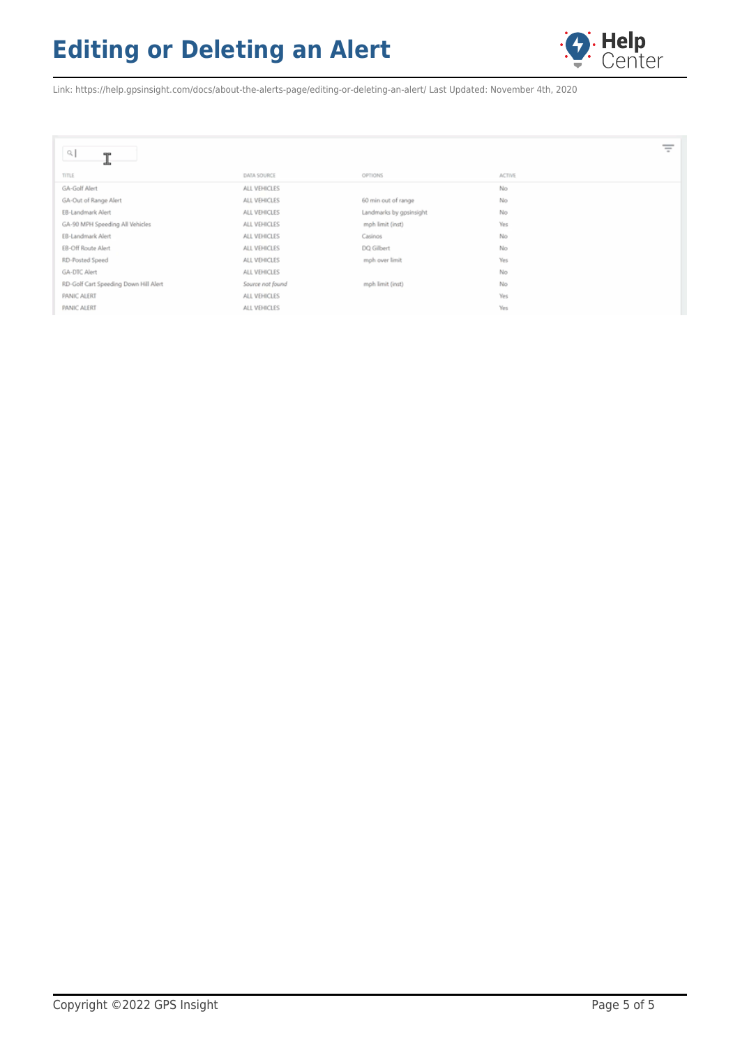| TITLE | DATA SOURCE | OPTIONS | ACTIVE |
| --- | --- | --- | --- |
| GA-Golf Alert | ALL VEHICLES | | No |
| GA-Out of Range Alert | ALL VEHICLES | 60 min out of range | No |
| EB-Landmark Alert | ALL VEHICLES | Landmarks by gpsinsight | No |
| GA-90 MPH Speeding All Vehicles | ALL VEHICLES | mph limit (inst) | Yes |
| EB-Landmark Alert | ALL VEHICLES | Casinos | No |
| EB-Off Route Alert | ALL VEHICLES | DQ Gilbert | No |
| RD-Posted Speed | ALL VEHICLES | mph over limit | Yes |
| GA-DTC Alert | ALL VEHICLES | | No |
| RD-Golf Cart Speeding Down Hill Alert | *Source not found* | mph limit (inst) | No |
| PANIC ALERT | ALL VEHICLES | | Yes |
| PANIC ALERT | ALL VEHICLES | | Yes |